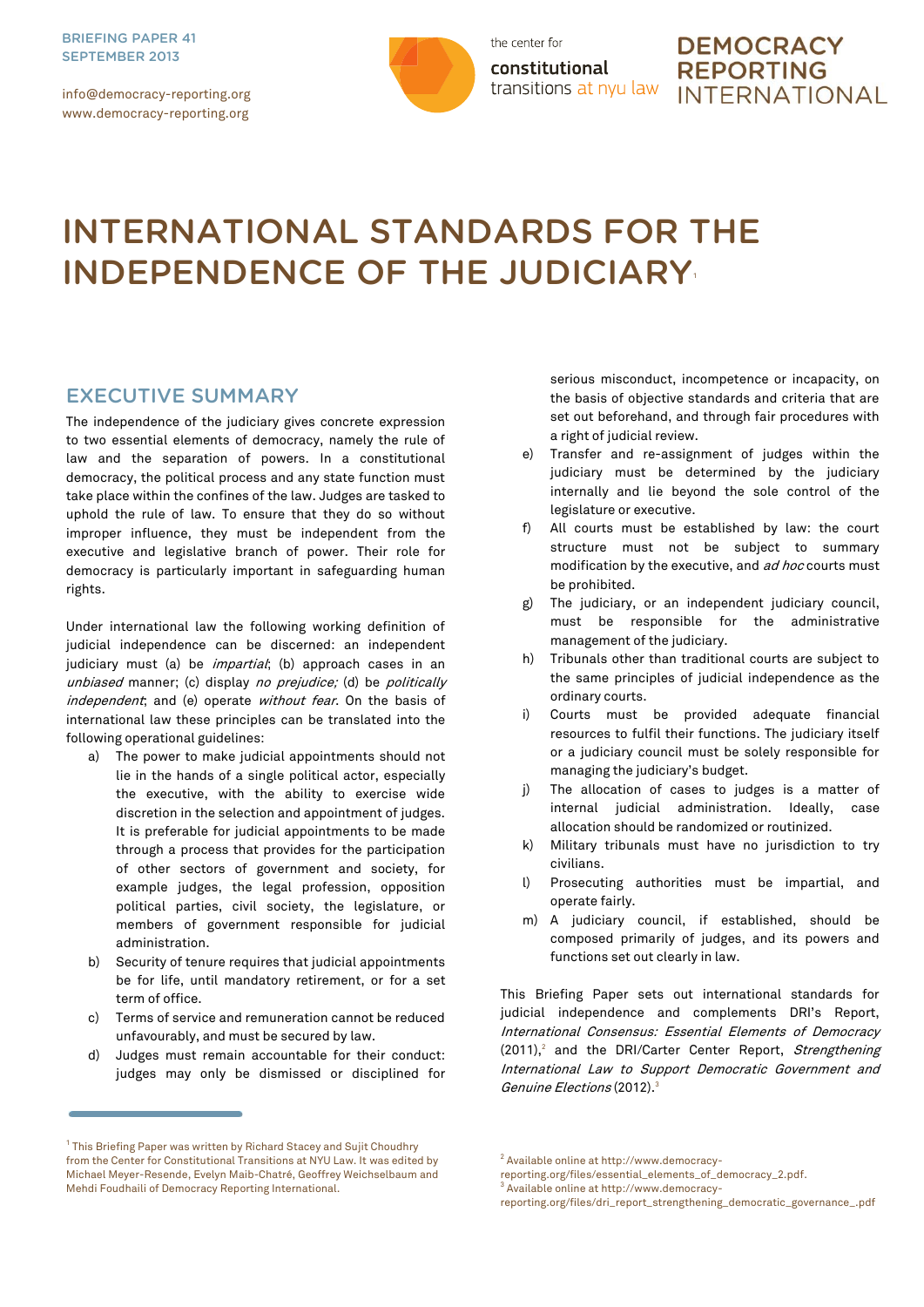BRIEFING PAPER 41
SEPTEMBER 2013

info@democracy-reporting.org
www.democracy-reporting.org

the center for **constitutional** transitions at nyu law

**DEMOCRACY REPORTING INTERNATIONAL**

# INTERNATIONAL STANDARDS FOR THE INDEPENDENCE OF THE JUDICIARY[1]

## EXECUTIVE SUMMARY

The independence of the judiciary gives concrete expression to two essential elements of democracy, namely the rule of law and the separation of powers. In a constitutional democracy, the political process and any state function must take place within the confines of the law. Judges are tasked to uphold the rule of law. To ensure that they do so without improper influence, they must be independent from the executive and legislative branch of power. Their role for democracy is particularly important in safeguarding human rights.

Under international law the following working definition of judicial independence can be discerned: an independent judiciary must (a) be *impartial*; (b) approach cases in an *unbiased* manner; (c) display *no prejudice;* (d) be *politically independent*; and (e) operate *without fear*. On the basis of international law these principles can be translated into the following operational guidelines:

a) The power to make judicial appointments should not lie in the hands of a single political actor, especially the executive, with the ability to exercise wide discretion in the selection and appointment of judges. It is preferable for judicial appointments to be made through a process that provides for the participation of other sectors of government and society, for example judges, the legal profession, opposition political parties, civil society, the legislature, or members of government responsible for judicial administration.

b) Security of tenure requires that judicial appointments be for life, until mandatory retirement, or for a set term of office.

c) Terms of service and remuneration cannot be reduced unfavourably, and must be secured by law.

d) Judges must remain accountable for their conduct: judges may only be dismissed or disciplined for serious misconduct, incompetence or incapacity, on the basis of objective standards and criteria that are set out beforehand, and through fair procedures with a right of judicial review.

e) Transfer and re-assignment of judges within the judiciary must be determined by the judiciary internally and lie beyond the sole control of the legislature or executive.

f) All courts must be established by law: the court structure must not be subject to summary modification by the executive, and *ad hoc* courts must be prohibited.

g) The judiciary, or an independent judiciary council, must be responsible for the administrative management of the judiciary.

h) Tribunals other than traditional courts are subject to the same principles of judicial independence as the ordinary courts.

i) Courts must be provided adequate financial resources to fulfil their functions. The judiciary itself or a judiciary council must be solely responsible for managing the judiciary's budget.

j) The allocation of cases to judges is a matter of internal judicial administration. Ideally, case allocation should be randomized or routinized.

k) Military tribunals must have no jurisdiction to try civilians.

l) Prosecuting authorities must be impartial, and operate fairly.

m) A judiciary council, if established, should be composed primarily of judges, and its powers and functions set out clearly in law.

This Briefing Paper sets out international standards for judicial independence and complements DRI's Report, *International Consensus: Essential Elements of Democracy* (2011),[2] and the DRI/Carter Center Report, *Strengthening International Law to Support Democratic Government and Genuine Elections* (2012).[3]

---

[1] This Briefing Paper was written by Richard Stacey and Sujit Choudhry from the Center for Constitutional Transitions at NYU Law. It was edited by Michael Meyer-Resende, Evelyn Maib-Chatré, Geoffrey Weichselbaum and Mehdi Foudhaili of Democracy Reporting International.

[2] Available online at http://www.democracy-reporting.org/files/essential_elements_of_democracy_2.pdf.

[3] Available online at http://www.democracy-reporting.org/files/dri_report_strengthening_democratic_governance_.pdf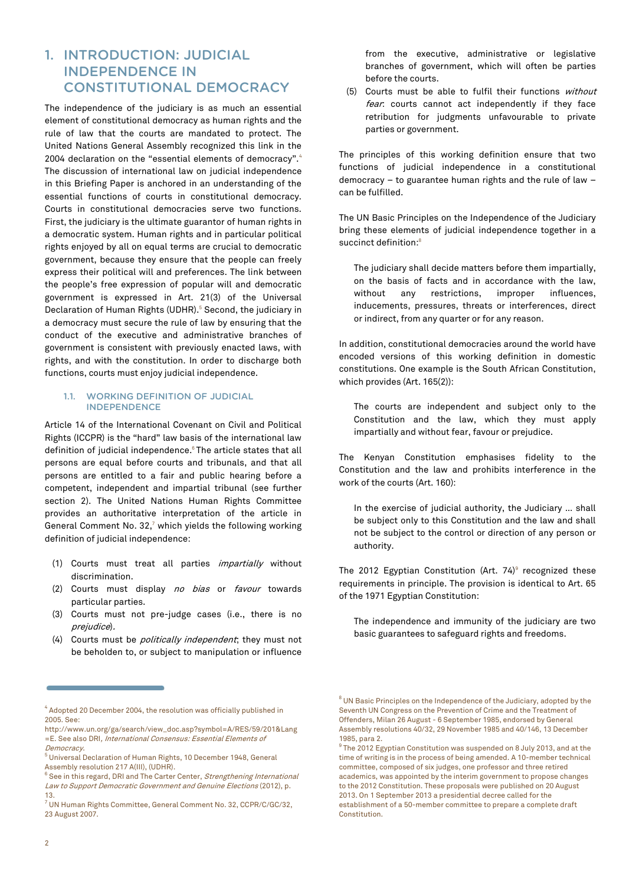# 1. INTRODUCTION: JUDICIAL INDEPENDENCE IN CONSTITUTIONAL DEMOCRACY

The independence of the judiciary is as much an essential element of constitutional democracy as human rights and the rule of law that the courts are mandated to protect. The United Nations General Assembly recognized this link in the 2004 declaration on the "essential elements of democracy".[4] The discussion of international law on judicial independence in this Briefing Paper is anchored in an understanding of the essential functions of courts in constitutional democracy. Courts in constitutional democracies serve two functions. First, the judiciary is the ultimate guarantor of human rights in a democratic system. Human rights and in particular political rights enjoyed by all on equal terms are crucial to democratic government, because they ensure that the people can freely express their political will and preferences. The link between the people's free expression of popular will and democratic government is expressed in Art. 21(3) of the Universal Declaration of Human Rights (UDHR).[5] Second, the judiciary in a democracy must secure the rule of law by ensuring that the conduct of the executive and administrative branches of government is consistent with previously enacted laws, with rights, and with the constitution. In order to discharge both functions, courts must enjoy judicial independence.

## 1.1. WORKING DEFINITION OF JUDICIAL INDEPENDENCE

Article 14 of the International Covenant on Civil and Political Rights (ICCPR) is the "hard" law basis of the international law definition of judicial independence.[6] The article states that all persons are equal before courts and tribunals, and that all persons are entitled to a fair and public hearing before a competent, independent and impartial tribunal (see further section 2). The United Nations Human Rights Committee provides an authoritative interpretation of the article in General Comment No. 32,[7] which yields the following working definition of judicial independence:

(1) Courts must treat all parties *impartially* without discrimination.
(2) Courts must display *no bias* or *favour* towards particular parties.
(3) Courts must not pre-judge cases (i.e., there is no *prejudice*).
(4) Courts must be *politically independent*; they must not be beholden to, or subject to manipulation or influence from the executive, administrative or legislative branches of government, which will often be parties before the courts.
(5) Courts must be able to fulfil their functions *without fear*: courts cannot act independently if they face retribution for judgments unfavourable to private parties or government.

The principles of this working definition ensure that two functions of judicial independence in a constitutional democracy – to guarantee human rights and the rule of law – can be fulfilled.

The UN Basic Principles on the Independence of the Judiciary bring these elements of judicial independence together in a succinct definition:[8]

> The judiciary shall decide matters before them impartially, on the basis of facts and in accordance with the law, without any restrictions, improper influences, inducements, pressures, threats or interferences, direct or indirect, from any quarter or for any reason.

In addition, constitutional democracies around the world have encoded versions of this working definition in domestic constitutions. One example is the South African Constitution, which provides (Art. 165(2)):

> The courts are independent and subject only to the Constitution and the law, which they must apply impartially and without fear, favour or prejudice.

The Kenyan Constitution emphasises fidelity to the Constitution and the law and prohibits interference in the work of the courts (Art. 160):

> In the exercise of judicial authority, the Judiciary … shall be subject only to this Constitution and the law and shall not be subject to the control or direction of any person or authority.

The 2012 Egyptian Constitution (Art. 74)[9] recognized these requirements in principle. The provision is identical to Art. 65 of the 1971 Egyptian Constitution:

> The independence and immunity of the judiciary are two basic guarantees to safeguard rights and freedoms.

---

[4] Adopted 20 December 2004, the resolution was officially published in 2005. See: http://www.un.org/ga/search/view_doc.asp?symbol=A/RES/59/201&Lang=E. See also DRI, *International Consensus: Essential Elements of Democracy.*

[5] Universal Declaration of Human Rights, 10 December 1948, General Assembly resolution 217 A(III), (UDHR).

[6] See in this regard, DRI and The Carter Center, *Strengthening International Law to Support Democratic Government and Genuine Elections* (2012), p. 13.

[7] UN Human Rights Committee, General Comment No. 32, CCPR/C/GC/32, 23 August 2007.

[8] UN Basic Principles on the Independence of the Judiciary, adopted by the Seventh UN Congress on the Prevention of Crime and the Treatment of Offenders, Milan 26 August - 6 September 1985, endorsed by General Assembly resolutions 40/32, 29 November 1985 and 40/146, 13 December 1985, para 2.

[9] The 2012 Egyptian Constitution was suspended on 8 July 2013, and at the time of writing is in the process of being amended. A 10-member technical committee, composed of six judges, one professor and three retired academics, was appointed by the interim government to propose changes to the 2012 Constitution. These proposals were published on 20 August 2013. On 1 September 2013 a presidential decree called for the establishment of a 50-member committee to prepare a complete draft Constitution.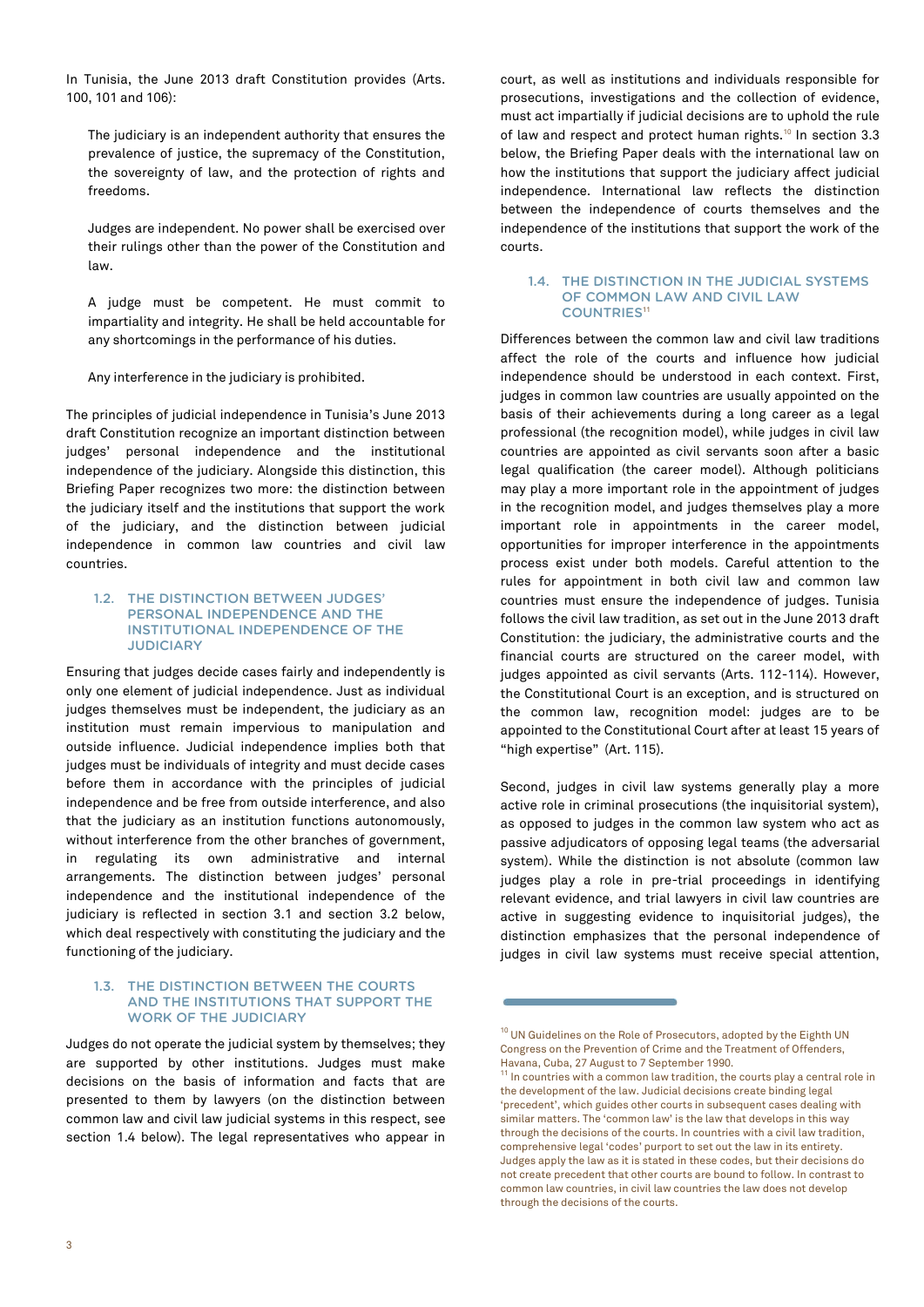In Tunisia, the June 2013 draft Constitution provides (Arts. 100, 101 and 106):

> The judiciary is an independent authority that ensures the prevalence of justice, the supremacy of the Constitution, the sovereignty of law, and the protection of rights and freedoms.
>
> Judges are independent. No power shall be exercised over their rulings other than the power of the Constitution and law.
>
> A judge must be competent. He must commit to impartiality and integrity. He shall be held accountable for any shortcomings in the performance of his duties.
>
> Any interference in the judiciary is prohibited.

The principles of judicial independence in Tunisia's June 2013 draft Constitution recognize an important distinction between judges' personal independence and the institutional independence of the judiciary. Alongside this distinction, this Briefing Paper recognizes two more: the distinction between the judiciary itself and the institutions that support the work of the judiciary, and the distinction between judicial independence in common law countries and civil law countries.

### 1.2. THE DISTINCTION BETWEEN JUDGES' PERSONAL INDEPENDENCE AND THE INSTITUTIONAL INDEPENDENCE OF THE JUDICIARY

Ensuring that judges decide cases fairly and independently is only one element of judicial independence. Just as individual judges themselves must be independent, the judiciary as an institution must remain impervious to manipulation and outside influence. Judicial independence implies both that judges must be individuals of integrity and must decide cases before them in accordance with the principles of judicial independence and be free from outside interference, and also that the judiciary as an institution functions autonomously, without interference from the other branches of government, in regulating its own administrative and internal arrangements. The distinction between judges' personal independence and the institutional independence of the judiciary is reflected in section 3.1 and section 3.2 below, which deal respectively with constituting the judiciary and the functioning of the judiciary.

### 1.3. THE DISTINCTION BETWEEN THE COURTS AND THE INSTITUTIONS THAT SUPPORT THE WORK OF THE JUDICIARY

Judges do not operate the judicial system by themselves; they are supported by other institutions. Judges must make decisions on the basis of information and facts that are presented to them by lawyers (on the distinction between common law and civil law judicial systems in this respect, see section 1.4 below). The legal representatives who appear in court, as well as institutions and individuals responsible for prosecutions, investigations and the collection of evidence, must act impartially if judicial decisions are to uphold the rule of law and respect and protect human rights.[10] In section 3.3 below, the Briefing Paper deals with the international law on how the institutions that support the judiciary affect judicial independence. International law reflects the distinction between the independence of courts themselves and the independence of the institutions that support the work of the courts.

### 1.4. THE DISTINCTION IN THE JUDICIAL SYSTEMS OF COMMON LAW AND CIVIL LAW COUNTRIES[11]

Differences between the common law and civil law traditions affect the role of the courts and influence how judicial independence should be understood in each context. First, judges in common law countries are usually appointed on the basis of their achievements during a long career as a legal professional (the recognition model), while judges in civil law countries are appointed as civil servants soon after a basic legal qualification (the career model). Although politicians may play a more important role in the appointment of judges in the recognition model, and judges themselves play a more important role in appointments in the career model, opportunities for improper interference in the appointments process exist under both models. Careful attention to the rules for appointment in both civil law and common law countries must ensure the independence of judges. Tunisia follows the civil law tradition, as set out in the June 2013 draft Constitution: the judiciary, the administrative courts and the financial courts are structured on the career model, with judges appointed as civil servants (Arts. 112-114). However, the Constitutional Court is an exception, and is structured on the common law, recognition model: judges are to be appointed to the Constitutional Court after at least 15 years of "high expertise" (Art. 115).

Second, judges in civil law systems generally play a more active role in criminal prosecutions (the inquisitorial system), as opposed to judges in the common law system who act as passive adjudicators of opposing legal teams (the adversarial system). While the distinction is not absolute (common law judges play a role in pre-trial proceedings in identifying relevant evidence, and trial lawyers in civil law countries are active in suggesting evidence to inquisitorial judges), the distinction emphasizes that the personal independence of judges in civil law systems must receive special attention,

---

[10] UN Guidelines on the Role of Prosecutors, adopted by the Eighth UN Congress on the Prevention of Crime and the Treatment of Offenders, Havana, Cuba, 27 August to 7 September 1990.

[11] In countries with a common law tradition, the courts play a central role in the development of the law. Judicial decisions create binding legal 'precedent', which guides other courts in subsequent cases dealing with similar matters. The 'common law' is the law that develops in this way through the decisions of the courts. In countries with a civil law tradition, comprehensive legal 'codes' purport to set out the law in its entirety. Judges apply the law as it is stated in these codes, but their decisions do not create precedent that other courts are bound to follow. In contrast to common law countries, in civil law countries the law does not develop through the decisions of the courts.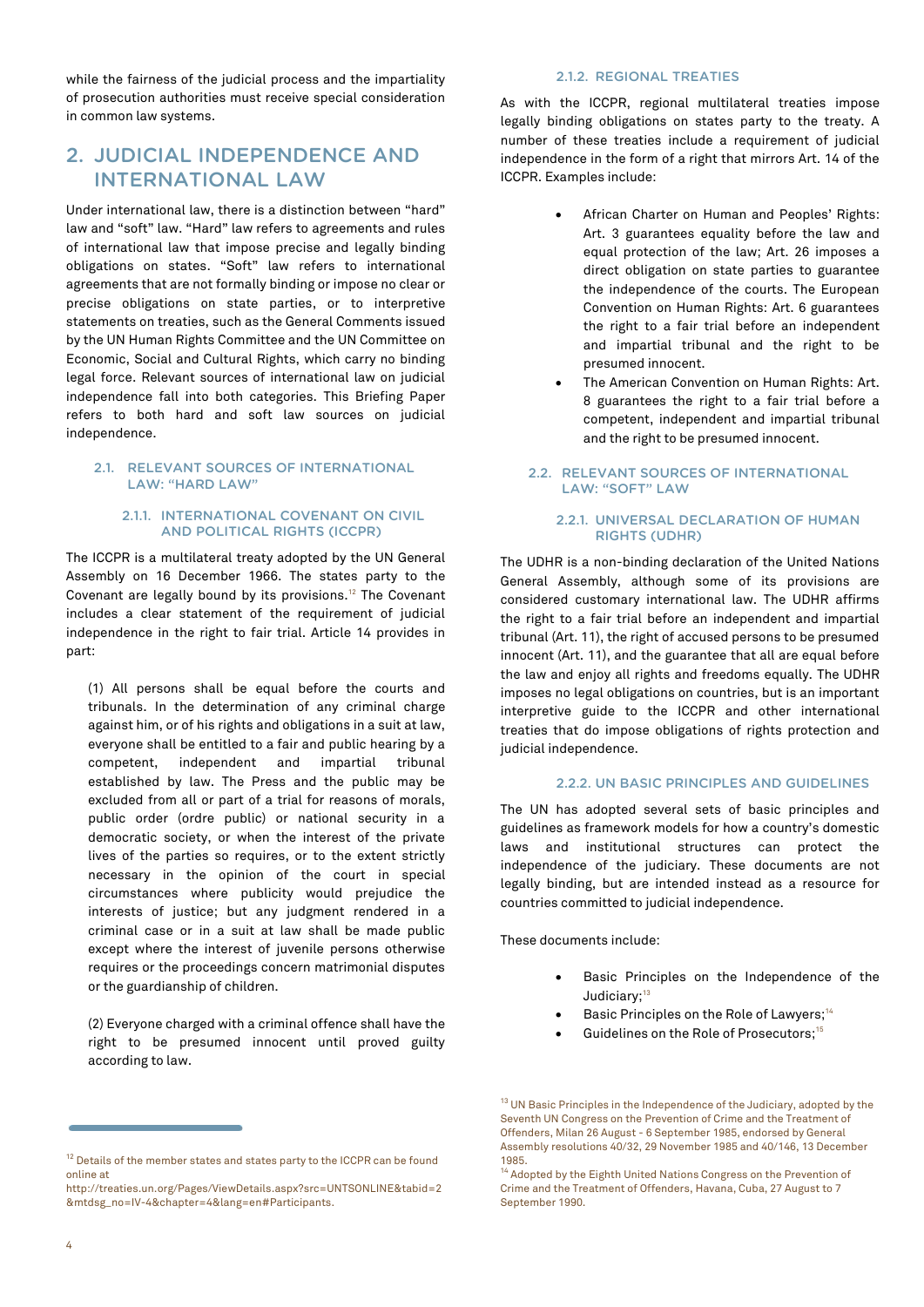while the fairness of the judicial process and the impartiality of prosecution authorities must receive special consideration in common law systems.

# 2. JUDICIAL INDEPENDENCE AND INTERNATIONAL LAW

Under international law, there is a distinction between "hard" law and "soft" law. "Hard" law refers to agreements and rules of international law that impose precise and legally binding obligations on states. "Soft" law refers to international agreements that are not formally binding or impose no clear or precise obligations on state parties, or to interpretive statements on treaties, such as the General Comments issued by the UN Human Rights Committee and the UN Committee on Economic, Social and Cultural Rights, which carry no binding legal force. Relevant sources of international law on judicial independence fall into both categories. This Briefing Paper refers to both hard and soft law sources on judicial independence.

## 2.1. RELEVANT SOURCES OF INTERNATIONAL LAW: "HARD LAW"

### 2.1.1. INTERNATIONAL COVENANT ON CIVIL AND POLITICAL RIGHTS (ICCPR)

The ICCPR is a multilateral treaty adopted by the UN General Assembly on 16 December 1966. The states party to the Covenant are legally bound by its provisions.[12] The Covenant includes a clear statement of the requirement of judicial independence in the right to fair trial. Article 14 provides in part:

> (1) All persons shall be equal before the courts and tribunals. In the determination of any criminal charge against him, or of his rights and obligations in a suit at law, everyone shall be entitled to a fair and public hearing by a competent, independent and impartial tribunal established by law. The Press and the public may be excluded from all or part of a trial for reasons of morals, public order (ordre public) or national security in a democratic society, or when the interest of the private lives of the parties so requires, or to the extent strictly necessary in the opinion of the court in special circumstances where publicity would prejudice the interests of justice; but any judgment rendered in a criminal case or in a suit at law shall be made public except where the interest of juvenile persons otherwise requires or the proceedings concern matrimonial disputes or the guardianship of children.
>
> (2) Everyone charged with a criminal offence shall have the right to be presumed innocent until proved guilty according to law.

### 2.1.2. REGIONAL TREATIES

As with the ICCPR, regional multilateral treaties impose legally binding obligations on states party to the treaty. A number of these treaties include a requirement of judicial independence in the form of a right that mirrors Art. 14 of the ICCPR. Examples include:

- African Charter on Human and Peoples' Rights: Art. 3 guarantees equality before the law and equal protection of the law; Art. 26 imposes a direct obligation on state parties to guarantee the independence of the courts. The European Convention on Human Rights: Art. 6 guarantees the right to a fair trial before an independent and impartial tribunal and the right to be presumed innocent.
- The American Convention on Human Rights: Art. 8 guarantees the right to a fair trial before a competent, independent and impartial tribunal and the right to be presumed innocent.

## 2.2. RELEVANT SOURCES OF INTERNATIONAL LAW: "SOFT" LAW

### 2.2.1. UNIVERSAL DECLARATION OF HUMAN RIGHTS (UDHR)

The UDHR is a non-binding declaration of the United Nations General Assembly, although some of its provisions are considered customary international law. The UDHR affirms the right to a fair trial before an independent and impartial tribunal (Art. 11), the right of accused persons to be presumed innocent (Art. 11), and the guarantee that all are equal before the law and enjoy all rights and freedoms equally. The UDHR imposes no legal obligations on countries, but is an important interpretive guide to the ICCPR and other international treaties that do impose obligations of rights protection and judicial independence.

### 2.2.2. UN BASIC PRINCIPLES AND GUIDELINES

The UN has adopted several sets of basic principles and guidelines as framework models for how a country's domestic laws and institutional structures can protect the independence of the judiciary. These documents are not legally binding, but are intended instead as a resource for countries committed to judicial independence.

These documents include:

- Basic Principles on the Independence of the Judiciary;[13]
- Basic Principles on the Role of Lawyers;[14]
- Guidelines on the Role of Prosecutors;[15]

---

[12] Details of the member states and states party to the ICCPR can be found online at http://treaties.un.org/Pages/ViewDetails.aspx?src=UNTSONLINE&tabid=2&mtdsg_no=IV-4&chapter=4&lang=en#Participants.

[13] UN Basic Principles in the Independence of the Judiciary, adopted by the Seventh UN Congress on the Prevention of Crime and the Treatment of Offenders, Milan 26 August - 6 September 1985, endorsed by General Assembly resolutions 40/32, 29 November 1985 and 40/146, 13 December 1985.

[14] Adopted by the Eighth United Nations Congress on the Prevention of Crime and the Treatment of Offenders, Havana, Cuba, 27 August to 7 September 1990.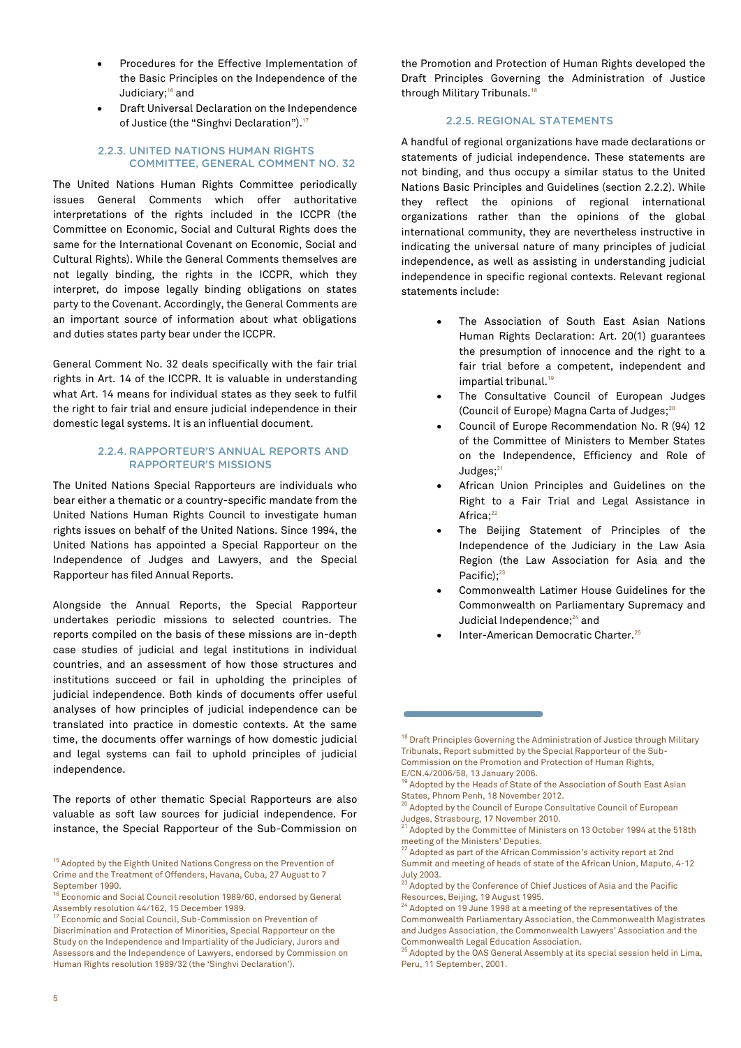- Procedures for the Effective Implementation of the Basic Principles on the Independence of the Judiciary;[16] and
- Draft Universal Declaration on the Independence of Justice (the "Singhvi Declaration").[17]

### 2.2.3. UNITED NATIONS HUMAN RIGHTS COMMITTEE, GENERAL COMMENT NO. 32

The United Nations Human Rights Committee periodically issues General Comments which offer authoritative interpretations of the rights included in the ICCPR (the Committee on Economic, Social and Cultural Rights does the same for the International Covenant on Economic, Social and Cultural Rights). While the General Comments themselves are not legally binding, the rights in the ICCPR, which they interpret, do impose legally binding obligations on states party to the Covenant. Accordingly, the General Comments are an important source of information about what obligations and duties states party bear under the ICCPR.

General Comment No. 32 deals specifically with the fair trial rights in Art. 14 of the ICCPR. It is valuable in understanding what Art. 14 means for individual states as they seek to fulfil the right to fair trial and ensure judicial independence in their domestic legal systems. It is an influential document.

### 2.2.4. RAPPORTEUR'S ANNUAL REPORTS AND RAPPORTEUR'S MISSIONS

The United Nations Special Rapporteurs are individuals who bear either a thematic or a country-specific mandate from the United Nations Human Rights Council to investigate human rights issues on behalf of the United Nations. Since 1994, the United Nations has appointed a Special Rapporteur on the Independence of Judges and Lawyers, and the Special Rapporteur has filed Annual Reports.

Alongside the Annual Reports, the Special Rapporteur undertakes periodic missions to selected countries. The reports compiled on the basis of these missions are in-depth case studies of judicial and legal institutions in individual countries, and an assessment of how those structures and institutions succeed or fail in upholding the principles of judicial independence. Both kinds of documents offer useful analyses of how principles of judicial independence can be translated into practice in domestic contexts. At the same time, the documents offer warnings of how domestic judicial and legal systems can fail to uphold principles of judicial independence.

The reports of other thematic Special Rapporteurs are also valuable as soft law sources for judicial independence. For instance, the Special Rapporteur of the Sub-Commission on the Promotion and Protection of Human Rights developed the Draft Principles Governing the Administration of Justice through Military Tribunals.[18]

### 2.2.5. REGIONAL STATEMENTS

A handful of regional organizations have made declarations or statements of judicial independence. These statements are not binding, and thus occupy a similar status to the United Nations Basic Principles and Guidelines (section 2.2.2). While they reflect the opinions of regional international organizations rather than the opinions of the global international community, they are nevertheless instructive in indicating the universal nature of many principles of judicial independence, as well as assisting in understanding judicial independence in specific regional contexts. Relevant regional statements include:

- The Association of South East Asian Nations Human Rights Declaration: Art. 20(1) guarantees the presumption of innocence and the right to a fair trial before a competent, independent and impartial tribunal.[19]
- The Consultative Council of European Judges (Council of Europe) Magna Carta of Judges;[20]
- Council of Europe Recommendation No. R (94) 12 of the Committee of Ministers to Member States on the Independence, Efficiency and Role of Judges;[21]
- African Union Principles and Guidelines on the Right to a Fair Trial and Legal Assistance in Africa;[22]
- The Beijing Statement of Principles of the Independence of the Judiciary in the Law Asia Region (the Law Association for Asia and the Pacific);[23]
- Commonwealth Latimer House Guidelines for the Commonwealth on Parliamentary Supremacy and Judicial Independence;[24] and
- Inter-American Democratic Charter.[25]

---

[15] Adopted by the Eighth United Nations Congress on the Prevention of Crime and the Treatment of Offenders, Havana, Cuba, 27 August to 7 September 1990.

[16] Economic and Social Council resolution 1989/60, endorsed by General Assembly resolution 44/162, 15 December 1989.

[17] Economic and Social Council, Sub-Commission on Prevention of Discrimination and Protection of Minorities, Special Rapporteur on the Study on the Independence and Impartiality of the Judiciary, Jurors and Assessors and the Independence of Lawyers, endorsed by Commission on Human Rights resolution 1989/32 (the 'Singhvi Declaration').

[18] Draft Principles Governing the Administration of Justice through Military Tribunals, Report submitted by the Special Rapporteur of the Sub-Commission on the Promotion and Protection of Human Rights, E/CN.4/2006/58, 13 January 2006.

[19] Adopted by the Heads of State of the Association of South East Asian States, Phnom Penh, 18 November 2012.

[20] Adopted by the Council of Europe Consultative Council of European Judges, Strasbourg, 17 November 2010.

[21] Adopted by the Committee of Ministers on 13 October 1994 at the 518th meeting of the Ministers' Deputies.

[22] Adopted as part of the African Commission's activity report at 2nd Summit and meeting of heads of state of the African Union, Maputo, 4-12 July 2003.

[23] Adopted by the Conference of Chief Justices of Asia and the Pacific Resources, Beijing, 19 August 1995.

[24] Adopted on 19 June 1998 at a meeting of the representatives of the Commonwealth Parliamentary Association, the Commonwealth Magistrates and Judges Association, the Commonwealth Lawyers' Association and the Commonwealth Legal Education Association.

[25] Adopted by the OAS General Assembly at its special session held in Lima, Peru, 11 September, 2001.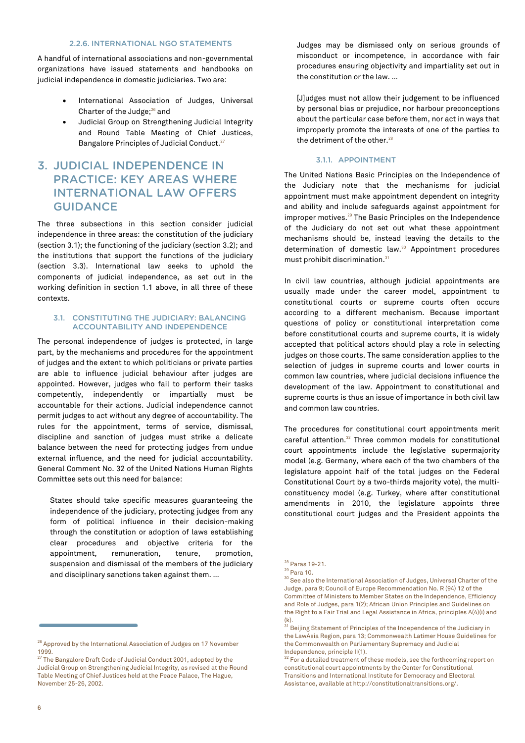### 2.2.6. INTERNATIONAL NGO STATEMENTS

A handful of international associations and non-governmental organizations have issued statements and handbooks on judicial independence in domestic judiciaries. Two are:

- International Association of Judges, Universal Charter of the Judge;[26] and
- Judicial Group on Strengthening Judicial Integrity and Round Table Meeting of Chief Justices, Bangalore Principles of Judicial Conduct.[27]

# 3. JUDICIAL INDEPENDENCE IN PRACTICE: KEY AREAS WHERE INTERNATIONAL LAW OFFERS GUIDANCE

The three subsections in this section consider judicial independence in three areas: the constitution of the judiciary (section 3.1); the functioning of the judiciary (section 3.2); and the institutions that support the functions of the judiciary (section 3.3). International law seeks to uphold the components of judicial independence, as set out in the working definition in section 1.1 above, in all three of these contexts.

## 3.1. CONSTITUTING THE JUDICIARY: BALANCING ACCOUNTABILITY AND INDEPENDENCE

The personal independence of judges is protected, in large part, by the mechanisms and procedures for the appointment of judges and the extent to which politicians or private parties are able to influence judicial behaviour after judges are appointed. However, judges who fail to perform their tasks competently, independently or impartially must be accountable for their actions. Judicial independence cannot permit judges to act without any degree of accountability. The rules for the appointment, terms of service, dismissal, discipline and sanction of judges must strike a delicate balance between the need for protecting judges from undue external influence, and the need for judicial accountability. General Comment No. 32 of the United Nations Human Rights Committee sets out this need for balance:

> States should take specific measures guaranteeing the independence of the judiciary, protecting judges from any form of political influence in their decision-making through the constitution or adoption of laws establishing clear procedures and objective criteria for the appointment, remuneration, tenure, promotion, suspension and dismissal of the members of the judiciary and disciplinary sanctions taken against them. ...
>
> Judges may be dismissed only on serious grounds of misconduct or incompetence, in accordance with fair procedures ensuring objectivity and impartiality set out in the constitution or the law. ...
>
> [J]udges must not allow their judgement to be influenced by personal bias or prejudice, nor harbour preconceptions about the particular case before them, nor act in ways that improperly promote the interests of one of the parties to the detriment of the other.[28]

### 3.1.1. APPOINTMENT

The United Nations Basic Principles on the Independence of the Judiciary note that the mechanisms for judicial appointment must make appointment dependent on integrity and ability and include safeguards against appointment for improper motives.[29] The Basic Principles on the Independence of the Judiciary do not set out what these appointment mechanisms should be, instead leaving the details to the determination of domestic law.[30] Appointment procedures must prohibit discrimination.[31]

In civil law countries, although judicial appointments are usually made under the career model, appointment to constitutional courts or supreme courts often occurs according to a different mechanism. Because important questions of policy or constitutional interpretation come before constitutional courts and supreme courts, it is widely accepted that political actors should play a role in selecting judges on those courts. The same consideration applies to the selection of judges in supreme courts and lower courts in common law countries, where judicial decisions influence the development of the law. Appointment to constitutional and supreme courts is thus an issue of importance in both civil law and common law countries.

The procedures for constitutional court appointments merit careful attention.[32] Three common models for constitutional court appointments include the legislative supermajority model (e.g. Germany, where each of the two chambers of the legislature appoint half of the total judges on the Federal Constitutional Court by a two-thirds majority vote), the multi-constituency model (e.g. Turkey, where after constitutional amendments in 2010, the legislature appoints three constitutional court judges and the President appoints the

---

[26] Approved by the International Association of Judges on 17 November 1999.

[27] The Bangalore Draft Code of Judicial Conduct 2001, adopted by the Judicial Group on Strengthening Judicial Integrity, as revised at the Round Table Meeting of Chief Justices held at the Peace Palace, The Hague, November 25-26, 2002.

[28] Paras 19-21.

[29] Para 10.

[30] See also the International Association of Judges, Universal Charter of the Judge, para 9; Council of Europe Recommendation No. R (94) 12 of the Committee of Ministers to Member States on the Independence, Efficiency and Role of Judges, para 1(2); African Union Principles and Guidelines on the Right to a Fair Trial and Legal Assistance in Africa, principles A(4)(i) and (k).

[31] Beijing Statement of Principles of the Independence of the Judiciary in the LawAsia Region, para 13; Commonwealth Latimer House Guidelines for the Commonwealth on Parliamentary Supremacy and Judicial Independence, principle II(1).

[32] For a detailed treatment of these models, see the forthcoming report on constitutional court appointments by the Center for Constitutional Transitions and International Institute for Democracy and Electoral Assistance, available at http://constitutionaltransitions.org/.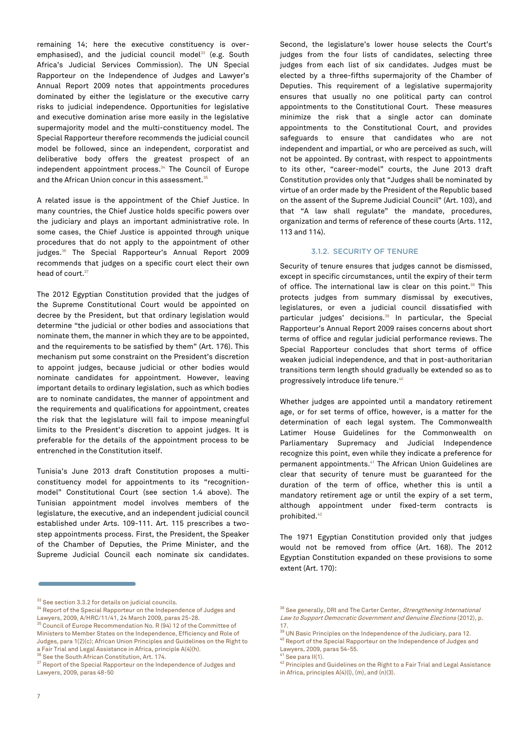remaining 14; here the executive constituency is over-emphasised), and the judicial council model[33] (e.g. South Africa's Judicial Services Commission). The UN Special Rapporteur on the Independence of Judges and Lawyer's Annual Report 2009 notes that appointments procedures dominated by either the legislature or the executive carry risks to judicial independence. Opportunities for legislative and executive domination arise more easily in the legislative supermajority model and the multi-constituency model. The Special Rapporteur therefore recommends the judicial council model be followed, since an independent, corporatist and deliberative body offers the greatest prospect of an independent appointment process.[34] The Council of Europe and the African Union concur in this assessment.[35]

A related issue is the appointment of the Chief Justice. In many countries, the Chief Justice holds specific powers over the judiciary and plays an important administrative role. In some cases, the Chief Justice is appointed through unique procedures that do not apply to the appointment of other judges.[36] The Special Rapporteur's Annual Report 2009 recommends that judges on a specific court elect their own head of court.[37]

The 2012 Egyptian Constitution provided that the judges of the Supreme Constitutional Court would be appointed on decree by the President, but that ordinary legislation would determine "the judicial or other bodies and associations that nominate them, the manner in which they are to be appointed, and the requirements to be satisfied by them" (Art. 176). This mechanism put some constraint on the President's discretion to appoint judges, because judicial or other bodies would nominate candidates for appointment. However, leaving important details to ordinary legislation, such as which bodies are to nominate candidates, the manner of appointment and the requirements and qualifications for appointment, creates the risk that the legislature will fail to impose meaningful limits to the President's discretion to appoint judges. It is preferable for the details of the appointment process to be entrenched in the Constitution itself.

Tunisia's June 2013 draft Constitution proposes a multi-constituency model for appointments to its "recognition-model" Constitutional Court (see section 1.4 above). The Tunisian appointment model involves members of the legislature, the executive, and an independent judicial council established under Arts. 109-111. Art. 115 prescribes a two-step appointments process. First, the President, the Speaker of the Chamber of Deputies, the Prime Minister, and the Supreme Judicial Council each nominate six candidates. Second, the legislature's lower house selects the Court's judges from the four lists of candidates, selecting three judges from each list of six candidates. Judges must be elected by a three-fifths supermajority of the Chamber of Deputies. This requirement of a legislative supermajority ensures that usually no one political party can control appointments to the Constitutional Court. These measures minimize the risk that a single actor can dominate appointments to the Constitutional Court, and provides safeguards to ensure that candidates who are not independent and impartial, or who are perceived as such, will not be appointed. By contrast, with respect to appointments to its other, "career-model" courts, the June 2013 draft Constitution provides only that "Judges shall be nominated by virtue of an order made by the President of the Republic based on the assent of the Supreme Judicial Council" (Art. 103), and that "A law shall regulate" the mandate, procedures, organization and terms of reference of these courts (Arts. 112, 113 and 114).

### 3.1.2. SECURITY OF TENURE

Security of tenure ensures that judges cannot be dismissed, except in specific circumstances, until the expiry of their term of office. The international law is clear on this point.[38] This protects judges from summary dismissal by executives, legislatures, or even a judicial council dissatisfied with particular judges' decisions.[39] In particular, the Special Rapporteur's Annual Report 2009 raises concerns about short terms of office and regular judicial performance reviews. The Special Rapporteur concludes that short terms of office weaken judicial independence, and that in post-authoritarian transitions term length should gradually be extended so as to progressively introduce life tenure.[40]

Whether judges are appointed until a mandatory retirement age, or for set terms of office, however, is a matter for the determination of each legal system. The Commonwealth Latimer House Guidelines for the Commonwealth on Parliamentary Supremacy and Judicial Independence recognize this point, even while they indicate a preference for permanent appointments.[41] The African Union Guidelines are clear that security of tenure must be guaranteed for the duration of the term of office, whether this is until a mandatory retirement age or until the expiry of a set term, although appointment under fixed-term contracts is prohibited.[42]

The 1971 Egyptian Constitution provided only that judges would not be removed from office (Art. 168). The 2012 Egyptian Constitution expanded on these provisions to some extent (Art. 170):

---

[33] See section 3.3.2 for details on judicial councils.

[34] Report of the Special Rapporteur on the Independence of Judges and Lawyers, 2009, A/HRC/11/41, 24 March 2009, paras 25-28.

[35] Council of Europe Recommendation No. R (94) 12 of the Committee of Ministers to Member States on the Independence, Efficiency and Role of Judges, para 1(2)(c); African Union Principles and Guidelines on the Right to a Fair Trial and Legal Assistance in Africa, principle A(4)(h).

[36] See the South African Constitution, Art. 174.

[37] Report of the Special Rapporteur on the Independence of Judges and Lawyers, 2009, paras 48-50

[38] See generally, DRI and The Carter Center, *Strengthening International Law to Support Democratic Government and Genuine Elections* (2012), p. 17.

[39] UN Basic Principles on the Independence of the Judiciary, para 12.

[40] Report of the Special Rapporteur on the Independence of Judges and Lawyers, 2009, paras 54-55.

[41] See para II(1).

[42] Principles and Guidelines on the Right to a Fair Trial and Legal Assistance in Africa, principles A(4)(l), (m), and (n)(3).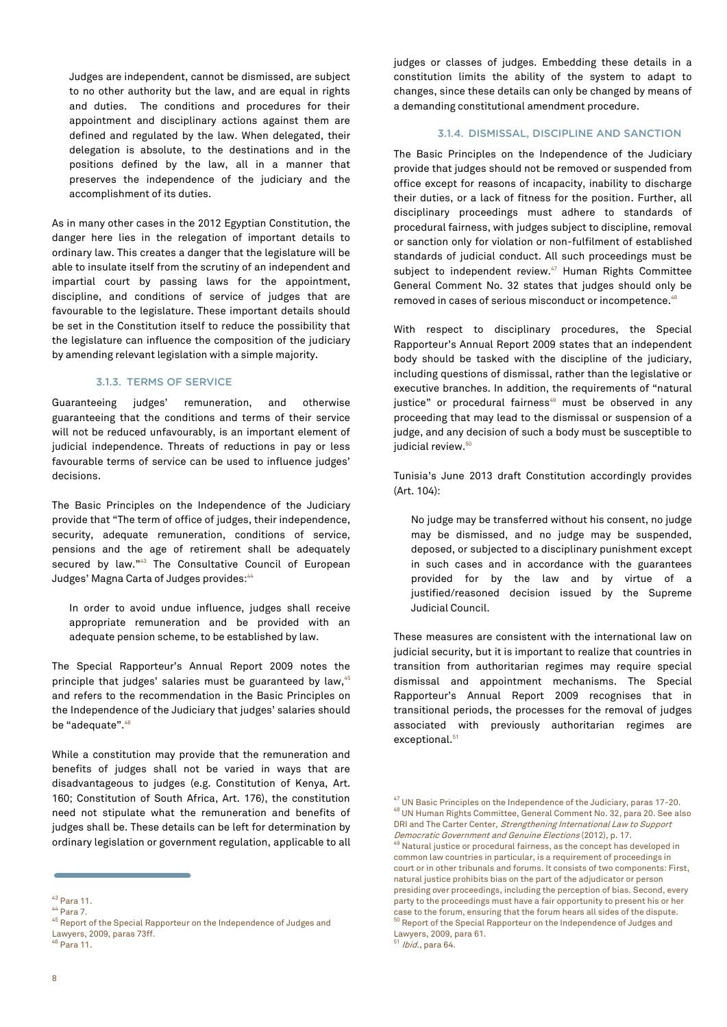> Judges are independent, cannot be dismissed, are subject to no other authority but the law, and are equal in rights and duties. The conditions and procedures for their appointment and disciplinary actions against them are defined and regulated by the law. When delegated, their delegation is absolute, to the destinations and in the positions defined by the law, all in a manner that preserves the independence of the judiciary and the accomplishment of its duties.

As in many other cases in the 2012 Egyptian Constitution, the danger here lies in the relegation of important details to ordinary law. This creates a danger that the legislature will be able to insulate itself from the scrutiny of an independent and impartial court by passing laws for the appointment, discipline, and conditions of service of judges that are favourable to the legislature. These important details should be set in the Constitution itself to reduce the possibility that the legislature can influence the composition of the judiciary by amending relevant legislation with a simple majority.

### 3.1.3. TERMS OF SERVICE

Guaranteeing judges' remuneration, and otherwise guaranteeing that the conditions and terms of their service will not be reduced unfavourably, is an important element of judicial independence. Threats of reductions in pay or less favourable terms of service can be used to influence judges' decisions.

The Basic Principles on the Independence of the Judiciary provide that "The term of office of judges, their independence, security, adequate remuneration, conditions of service, pensions and the age of retirement shall be adequately secured by law."[43] The Consultative Council of European Judges' Magna Carta of Judges provides:[44]

> In order to avoid undue influence, judges shall receive appropriate remuneration and be provided with an adequate pension scheme, to be established by law.

The Special Rapporteur's Annual Report 2009 notes the principle that judges' salaries must be guaranteed by law,[45] and refers to the recommendation in the Basic Principles on the Independence of the Judiciary that judges' salaries should be "adequate".[46]

While a constitution may provide that the remuneration and benefits of judges shall not be varied in ways that are disadvantageous to judges (e.g. Constitution of Kenya, Art. 160; Constitution of South Africa, Art. 176), the constitution need not stipulate what the remuneration and benefits of judges shall be. These details can be left for determination by ordinary legislation or government regulation, applicable to all judges or classes of judges. Embedding these details in a constitution limits the ability of the system to adapt to changes, since these details can only be changed by means of a demanding constitutional amendment procedure.

### 3.1.4. DISMISSAL, DISCIPLINE AND SANCTION

The Basic Principles on the Independence of the Judiciary provide that judges should not be removed or suspended from office except for reasons of incapacity, inability to discharge their duties, or a lack of fitness for the position. Further, all disciplinary proceedings must adhere to standards of procedural fairness, with judges subject to discipline, removal or sanction only for violation or non-fulfilment of established standards of judicial conduct. All such proceedings must be subject to independent review.[47] Human Rights Committee General Comment No. 32 states that judges should only be removed in cases of serious misconduct or incompetence.[48]

With respect to disciplinary procedures, the Special Rapporteur's Annual Report 2009 states that an independent body should be tasked with the discipline of the judiciary, including questions of dismissal, rather than the legislative or executive branches. In addition, the requirements of "natural justice" or procedural fairness[49] must be observed in any proceeding that may lead to the dismissal or suspension of a judge, and any decision of such a body must be susceptible to judicial review.[50]

Tunisia's June 2013 draft Constitution accordingly provides (Art. 104):

> No judge may be transferred without his consent, no judge may be dismissed, and no judge may be suspended, deposed, or subjected to a disciplinary punishment except in such cases and in accordance with the guarantees provided for by the law and by virtue of a justified/reasoned decision issued by the Supreme Judicial Council.

These measures are consistent with the international law on judicial security, but it is important to realize that countries in transition from authoritarian regimes may require special dismissal and appointment mechanisms. The Special Rapporteur's Annual Report 2009 recognises that in transitional periods, the processes for the removal of judges associated with previously authoritarian regimes are exceptional.[51]

---

[43] Para 11.

[44] Para 7.

[45] Report of the Special Rapporteur on the Independence of Judges and Lawyers, 2009, paras 73ff.

[46] Para 11.

[47] UN Basic Principles on the Independence of the Judiciary, paras 17-20.

[48] UN Human Rights Committee, General Comment No. 32, para 20. See also DRI and The Carter Center, *Strengthening International Law to Support Democratic Government and Genuine Elections* (2012), p. 17.

[49] Natural justice or procedural fairness, as the concept has developed in common law countries in particular, is a requirement of proceedings in court or in other tribunals and forums. It consists of two components: First, natural justice prohibits bias on the part of the adjudicator or person presiding over proceedings, including the perception of bias. Second, every party to the proceedings must have a fair opportunity to present his or her case to the forum, ensuring that the forum hears all sides of the dispute.

[50] Report of the Special Rapporteur on the Independence of Judges and Lawyers, 2009, para 61.

[51] *Ibid.*, para 64.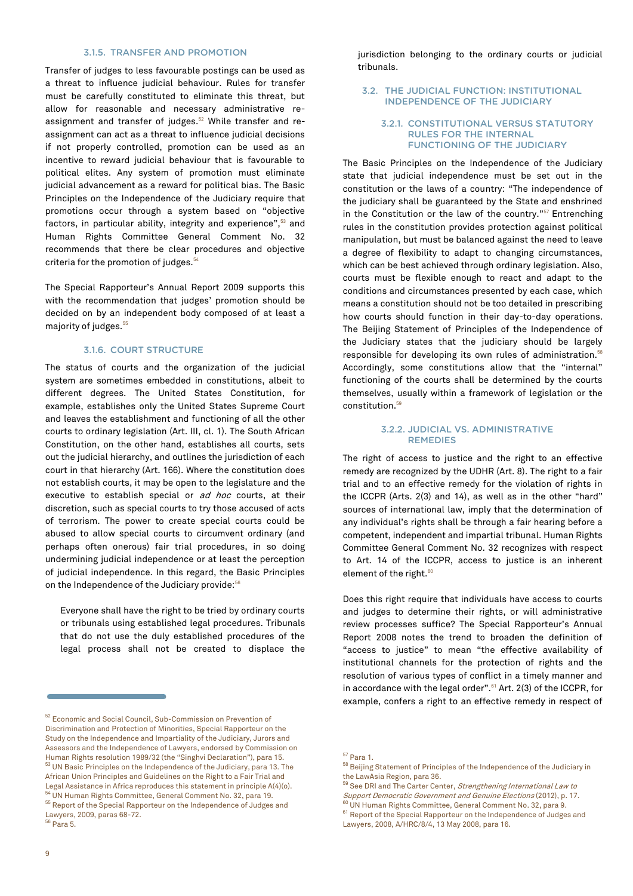#### 3.1.5. TRANSFER AND PROMOTION

Transfer of judges to less favourable postings can be used as a threat to influence judicial behaviour. Rules for transfer must be carefully constituted to eliminate this threat, but allow for reasonable and necessary administrative re-assignment and transfer of judges.[52] While transfer and re-assignment can act as a threat to influence judicial decisions if not properly controlled, promotion can be used as an incentive to reward judicial behaviour that is favourable to political elites. Any system of promotion must eliminate judicial advancement as a reward for political bias. The Basic Principles on the Independence of the Judiciary require that promotions occur through a system based on "objective factors, in particular ability, integrity and experience",[53] and Human Rights Committee General Comment No. 32 recommends that there be clear procedures and objective criteria for the promotion of judges.[54]

The Special Rapporteur's Annual Report 2009 supports this with the recommendation that judges' promotion should be decided on by an independent body composed of at least a majority of judges.[55]

#### 3.1.6. COURT STRUCTURE

The status of courts and the organization of the judicial system are sometimes embedded in constitutions, albeit to different degrees. The United States Constitution, for example, establishes only the United States Supreme Court and leaves the establishment and functioning of all the other courts to ordinary legislation (Art. III, cl. 1). The South African Constitution, on the other hand, establishes all courts, sets out the judicial hierarchy, and outlines the jurisdiction of each court in that hierarchy (Art. 166). Where the constitution does not establish courts, it may be open to the legislature and the executive to establish special or *ad hoc* courts, at their discretion, such as special courts to try those accused of acts of terrorism. The power to create special courts could be abused to allow special courts to circumvent ordinary (and perhaps often onerous) fair trial procedures, in so doing undermining judicial independence or at least the perception of judicial independence. In this regard, the Basic Principles on the Independence of the Judiciary provide:[56]

> Everyone shall have the right to be tried by ordinary courts or tribunals using established legal procedures. Tribunals that do not use the duly established procedures of the legal process shall not be created to displace the jurisdiction belonging to the ordinary courts or judicial tribunals.

### 3.2. THE JUDICIAL FUNCTION: INSTITUTIONAL INDEPENDENCE OF THE JUDICIARY

#### 3.2.1. CONSTITUTIONAL VERSUS STATUTORY RULES FOR THE INTERNAL FUNCTIONING OF THE JUDICIARY

The Basic Principles on the Independence of the Judiciary state that judicial independence must be set out in the constitution or the laws of a country: "The independence of the judiciary shall be guaranteed by the State and enshrined in the Constitution or the law of the country."[57] Entrenching rules in the constitution provides protection against political manipulation, but must be balanced against the need to leave a degree of flexibility to adapt to changing circumstances, which can be best achieved through ordinary legislation. Also, courts must be flexible enough to react and adapt to the conditions and circumstances presented by each case, which means a constitution should not be too detailed in prescribing how courts should function in their day-to-day operations. The Beijing Statement of Principles of the Independence of the Judiciary states that the judiciary should be largely responsible for developing its own rules of administration.[58] Accordingly, some constitutions allow that the "internal" functioning of the courts shall be determined by the courts themselves, usually within a framework of legislation or the constitution.[59]

#### 3.2.2. JUDICIAL VS. ADMINISTRATIVE REMEDIES

The right of access to justice and the right to an effective remedy are recognized by the UDHR (Art. 8). The right to a fair trial and to an effective remedy for the violation of rights in the ICCPR (Arts. 2(3) and 14), as well as in the other "hard" sources of international law, imply that the determination of any individual's rights shall be through a fair hearing before a competent, independent and impartial tribunal. Human Rights Committee General Comment No. 32 recognizes with respect to Art. 14 of the ICCPR, access to justice is an inherent element of the right.[60]

Does this right require that individuals have access to courts and judges to determine their rights, or will administrative review processes suffice? The Special Rapporteur's Annual Report 2008 notes the trend to broaden the definition of "access to justice" to mean "the effective availability of institutional channels for the protection of rights and the resolution of various types of conflict in a timely manner and in accordance with the legal order".[61] Art. 2(3) of the ICCPR, for example, confers a right to an effective remedy in respect of

---

[52] Economic and Social Council, Sub-Commission on Prevention of Discrimination and Protection of Minorities, Special Rapporteur on the Study on the Independence and Impartiality of the Judiciary, Jurors and Assessors and the Independence of Lawyers, endorsed by Commission on Human Rights resolution 1989/32 (the "Singhvi Declaration"), para 15.

[53] UN Basic Principles on the Independence of the Judiciary, para 13. The African Union Principles and Guidelines on the Right to a Fair Trial and Legal Assistance in Africa reproduces this statement in principle A(4)(o).

[54] UN Human Rights Committee, General Comment No. 32, para 19.

[55] Report of the Special Rapporteur on the Independence of Judges and Lawyers, 2009, paras 68-72.

[56] Para 5.

[57] Para 1.

[58] Beijing Statement of Principles of the Independence of the Judiciary in the LawAsia Region, para 36.

[59] See DRI and The Carter Center, *Strengthening International Law to Support Democratic Government and Genuine Elections* (2012), p. 17.

[60] UN Human Rights Committee, General Comment No. 32, para 9.

[61] Report of the Special Rapporteur on the Independence of Judges and Lawyers, 2008, A/HRC/8/4, 13 May 2008, para 16.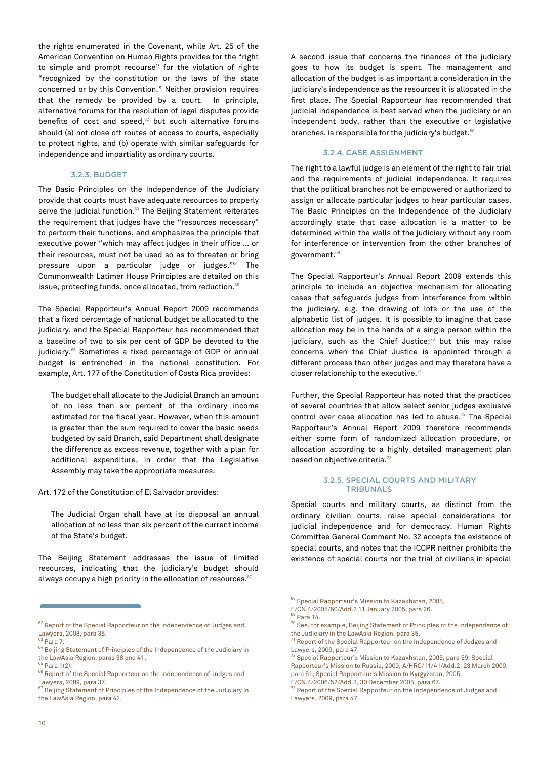the rights enumerated in the Covenant, while Art. 25 of the American Convention on Human Rights provides for the "right to simple and prompt recourse" for the violation of rights "recognized by the constitution or the laws of the state concerned or by this Convention." Neither provision requires that the remedy be provided by a court. In principle, alternative forums for the resolution of legal disputes provide benefits of cost and speed,[62] but such alternative forums should (a) not close off routes of access to courts, especially to protect rights, and (b) operate with similar safeguards for independence and impartiality as ordinary courts.

### 3.2.3. BUDGET

The Basic Principles on the Independence of the Judiciary provide that courts must have adequate resources to properly serve the judicial function.[63] The Beijing Statement reiterates the requirement that judges have the "resources necessary" to perform their functions, and emphasizes the principle that executive power "which may affect judges in their office ... or their resources, must not be used so as to threaten or bring pressure upon a particular judge or judges."[64] The Commonwealth Latimer House Principles are detailed on this issue, protecting funds, once allocated, from reduction.[65]

The Special Rapporteur's Annual Report 2009 recommends that a fixed percentage of national budget be allocated to the judiciary, and the Special Rapporteur has recommended that a baseline of two to six per cent of GDP be devoted to the judiciary.[66] Sometimes a fixed percentage of GDP or annual budget is entrenched in the national constitution. For example, Art. 177 of the Constitution of Costa Rica provides:

> The budget shall allocate to the Judicial Branch an amount of no less than six percent of the ordinary income estimated for the fiscal year. However, when this amount is greater than the sum required to cover the basic needs budgeted by said Branch, said Department shall designate the difference as excess revenue, together with a plan for additional expenditure, in order that the Legislative Assembly may take the appropriate measures.

Art. 172 of the Constitution of El Salvador provides:

> The Judicial Organ shall have at its disposal an annual allocation of no less than six percent of the current income of the State's budget.

The Beijing Statement addresses the issue of limited resources, indicating that the judiciary's budget should always occupy a high priority in the allocation of resources.[67]

A second issue that concerns the finances of the judiciary goes to how its budget is spent. The management and allocation of the budget is as important a consideration in the judiciary's independence as the resources it is allocated in the first place. The Special Rapporteur has recommended that judicial independence is best served when the judiciary or an independent body, rather than the executive or legislative branches, is responsible for the judiciary's budget.[68]

### 3.2.4. CASE ASSIGNMENT

The right to a lawful judge is an element of the right to fair trial and the requirements of judicial independence. It requires that the political branches not be empowered or authorized to assign or allocate particular judges to hear particular cases. The Basic Principles on the Independence of the Judiciary accordingly state that case allocation is a matter to be determined within the walls of the judiciary without any room for interference or intervention from the other branches of government.[69]

The Special Rapporteur's Annual Report 2009 extends this principle to include an objective mechanism for allocating cases that safeguards judges from interference from within the judiciary, e.g. the drawing of lots or the use of the alphabetic list of judges. It is possible to imagine that case allocation may be in the hands of a single person within the judiciary, such as the Chief Justice;[70] but this may raise concerns when the Chief Justice is appointed through a different process than other judges and may therefore have a closer relationship to the executive.[71]

Further, the Special Rapporteur has noted that the practices of several countries that allow select senior judges exclusive control over case allocation has led to abuse.[72] The Special Rapporteur's Annual Report 2009 therefore recommends either some form of randomized allocation procedure, or allocation according to a highly detailed management plan based on objective criteria.[73]

### 3.2.5. SPECIAL COURTS AND MILITARY TRIBUNALS

Special courts and military courts, as distinct from the ordinary civilian courts, raise special considerations for judicial independence and for democracy. Human Rights Committee General Comment No. 32 accepts the existence of special courts, and notes that the ICCPR neither prohibits the existence of special courts nor the trial of civilians in special

---

[62] Report of the Special Rapporteur on the Independence of Judges and Lawyers, 2008, para 35.

[63] Para 7.

[64] Beijing Statement of Principles of the Independence of the Judiciary in the LawAsia Region, paras 38 and 41.

[65] Para II(2).

[66] Report of the Special Rapporteur on the Independence of Judges and Lawyers, 2009, para 37.

[67] Beijing Statement of Principles of the Independence of the Judiciary in the LawAsia Region, para 42.

[68] Special Rapporteur's Mission to Kazakhstan, 2005, E/CN.4/2005/60/Add.2 11 January 2005, para 26.

[69] Para 14.

[70] See, for example, Beijing Statement of Principles of the Independence of the Judiciary in the LawAsia Region, para 35.

[71] Report of the Special Rapporteur on the Independence of Judges and Lawyers, 2009, para 47.

[72] Special Rapporteur's Mission to Kazakhstan, 2005, para 59; Special Rapporteur's Mission to Russia, 2009, A/HRC/11/41/Add.2, 23 March 2009, para 61; Special Rapporteur's Mission to Kyrgyzstan, 2005, E/CN.4/2006/52/Add.3, 30 December 2005, para 67.

[73] Report of the Special Rapporteur on the Independence of Judges and Lawyers, 2009, para 47.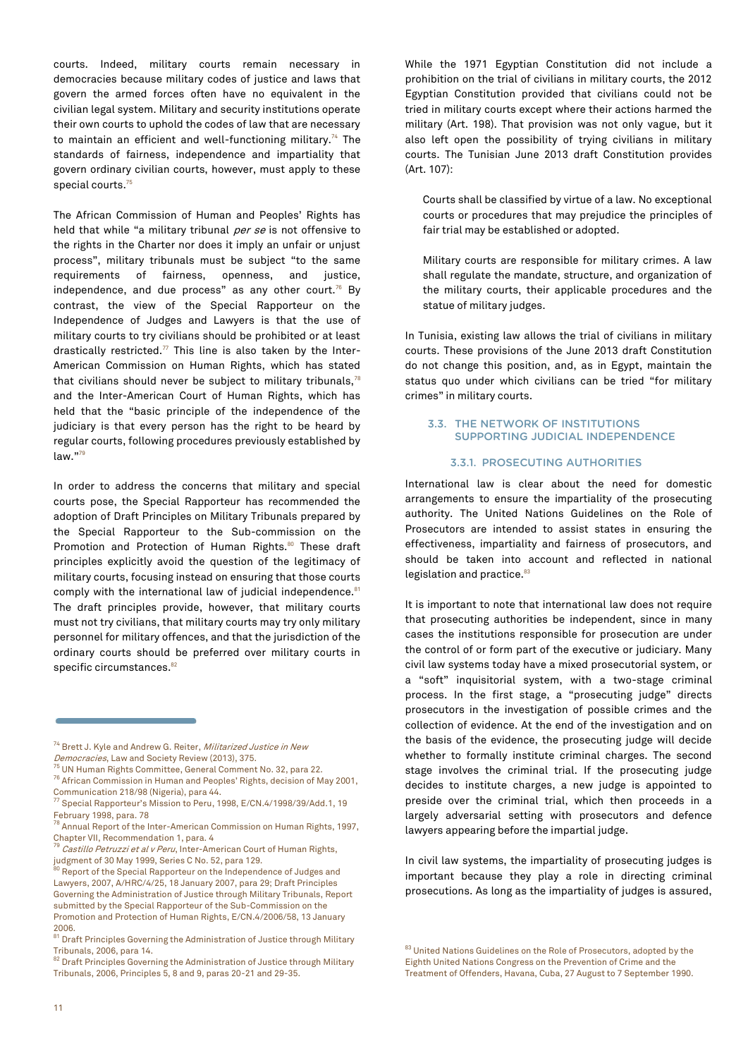courts. Indeed, military courts remain necessary in democracies because military codes of justice and laws that govern the armed forces often have no equivalent in the civilian legal system. Military and security institutions operate their own courts to uphold the codes of law that are necessary to maintain an efficient and well-functioning military.[74] The standards of fairness, independence and impartiality that govern ordinary civilian courts, however, must apply to these special courts.[75]

The African Commission of Human and Peoples' Rights has held that while "a military tribunal *per se* is not offensive to the rights in the Charter nor does it imply an unfair or unjust process", military tribunals must be subject "to the same requirements of fairness, openness, and justice, independence, and due process" as any other court.[76] By contrast, the view of the Special Rapporteur on the Independence of Judges and Lawyers is that the use of military courts to try civilians should be prohibited or at least drastically restricted.[77] This line is also taken by the Inter-American Commission on Human Rights, which has stated that civilians should never be subject to military tribunals,[78] and the Inter-American Court of Human Rights, which has held that the "basic principle of the independence of the judiciary is that every person has the right to be heard by regular courts, following procedures previously established by law."[79]

In order to address the concerns that military and special courts pose, the Special Rapporteur has recommended the adoption of Draft Principles on Military Tribunals prepared by the Special Rapporteur to the Sub-commission on the Promotion and Protection of Human Rights.[80] These draft principles explicitly avoid the question of the legitimacy of military courts, focusing instead on ensuring that those courts comply with the international law of judicial independence.[81] The draft principles provide, however, that military courts must not try civilians, that military courts may try only military personnel for military offences, and that the jurisdiction of the ordinary courts should be preferred over military courts in specific circumstances.[82]

While the 1971 Egyptian Constitution did not include a prohibition on the trial of civilians in military courts, the 2012 Egyptian Constitution provided that civilians could not be tried in military courts except where their actions harmed the military (Art. 198). That provision was not only vague, but it also left open the possibility of trying civilians in military courts. The Tunisian June 2013 draft Constitution provides (Art. 107):

> Courts shall be classified by virtue of a law. No exceptional courts or procedures that may prejudice the principles of fair trial may be established or adopted.
>
> Military courts are responsible for military crimes. A law shall regulate the mandate, structure, and organization of the military courts, their applicable procedures and the statue of military judges.

In Tunisia, existing law allows the trial of civilians in military courts. These provisions of the June 2013 draft Constitution do not change this position, and, as in Egypt, maintain the status quo under which civilians can be tried "for military crimes" in military courts.

## 3.3. THE NETWORK OF INSTITUTIONS SUPPORTING JUDICIAL INDEPENDENCE

### 3.3.1. PROSECUTING AUTHORITIES

International law is clear about the need for domestic arrangements to ensure the impartiality of the prosecuting authority. The United Nations Guidelines on the Role of Prosecutors are intended to assist states in ensuring the effectiveness, impartiality and fairness of prosecutors, and should be taken into account and reflected in national legislation and practice.[83]

It is important to note that international law does not require that prosecuting authorities be independent, since in many cases the institutions responsible for prosecution are under the control of or form part of the executive or judiciary. Many civil law systems today have a mixed prosecutorial system, or a "soft" inquisitorial system, with a two-stage criminal process. In the first stage, a "prosecuting judge" directs prosecutors in the investigation of possible crimes and the collection of evidence. At the end of the investigation and on the basis of the evidence, the prosecuting judge will decide whether to formally institute criminal charges. The second stage involves the criminal trial. If the prosecuting judge decides to institute charges, a new judge is appointed to preside over the criminal trial, which then proceeds in a largely adversarial setting with prosecutors and defence lawyers appearing before the impartial judge.

In civil law systems, the impartiality of prosecuting judges is important because they play a role in directing criminal prosecutions. As long as the impartiality of judges is assured,

---

[74] Brett J. Kyle and Andrew G. Reiter, *Militarized Justice in New Democracies*, Law and Society Review (2013), 375.

[75] UN Human Rights Committee, General Comment No. 32, para 22.

[76] African Commission in Human and Peoples' Rights, decision of May 2001, Communication 218/98 (Nigeria), para 44.

[77] Special Rapporteur's Mission to Peru, 1998, E/CN.4/1998/39/Add.1, 19 February 1998, para. 78

[78] Annual Report of the Inter-American Commission on Human Rights, 1997, Chapter VII, Recommendation 1, para. 4

[79] *Castillo Petruzzi et al v Peru*, Inter-American Court of Human Rights, judgment of 30 May 1999, Series C No. 52, para 129.

[80] Report of the Special Rapporteur on the Independence of Judges and Lawyers, 2007, A/HRC/4/25, 18 January 2007, para 29; Draft Principles Governing the Administration of Justice through Military Tribunals, Report submitted by the Special Rapporteur of the Sub-Commission on the Promotion and Protection of Human Rights, E/CN.4/2006/58, 13 January 2006.

[81] Draft Principles Governing the Administration of Justice through Military Tribunals, 2006, para 14.

[82] Draft Principles Governing the Administration of Justice through Military Tribunals, 2006, Principles 5, 8 and 9, paras 20-21 and 29-35.

[83] United Nations Guidelines on the Role of Prosecutors, adopted by the Eighth United Nations Congress on the Prevention of Crime and the Treatment of Offenders, Havana, Cuba, 27 August to 7 September 1990.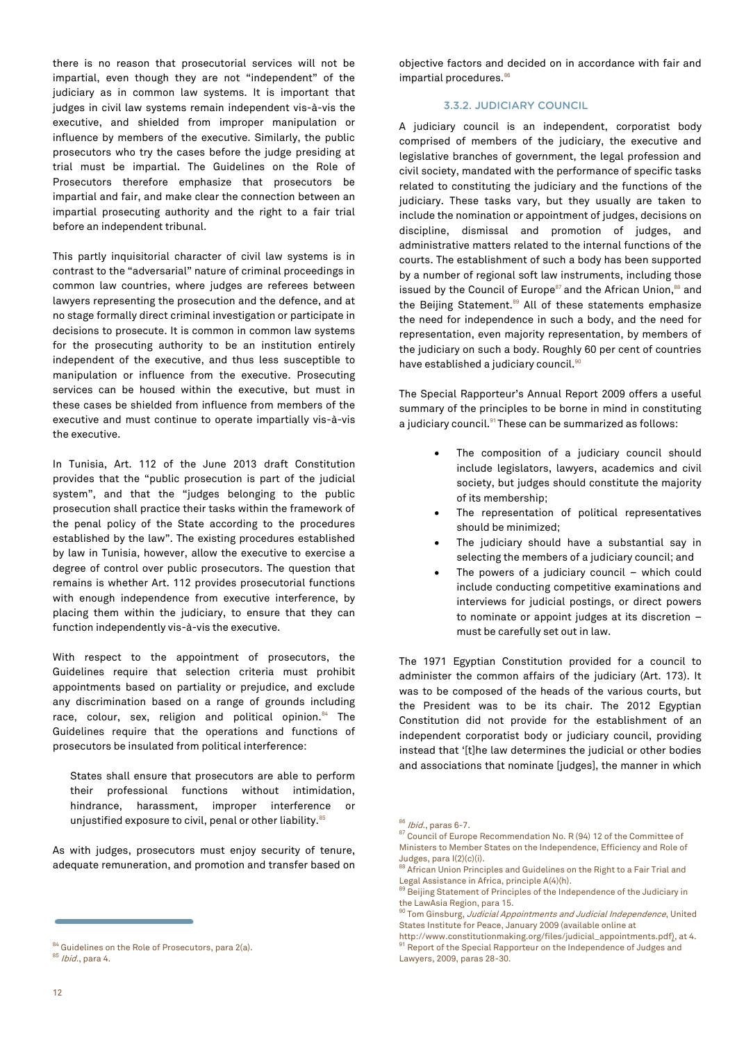there is no reason that prosecutorial services will not be impartial, even though they are not "independent" of the judiciary as in common law systems. It is important that judges in civil law systems remain independent vis-à-vis the executive, and shielded from improper manipulation or influence by members of the executive. Similarly, the public prosecutors who try the cases before the judge presiding at trial must be impartial. The Guidelines on the Role of Prosecutors therefore emphasize that prosecutors be impartial and fair, and make clear the connection between an impartial prosecuting authority and the right to a fair trial before an independent tribunal.

This partly inquisitorial character of civil law systems is in contrast to the "adversarial" nature of criminal proceedings in common law countries, where judges are referees between lawyers representing the prosecution and the defence, and at no stage formally direct criminal investigation or participate in decisions to prosecute. It is common in common law systems for the prosecuting authority to be an institution entirely independent of the executive, and thus less susceptible to manipulation or influence from the executive. Prosecuting services can be housed within the executive, but must in these cases be shielded from influence from members of the executive and must continue to operate impartially vis-à-vis the executive.

In Tunisia, Art. 112 of the June 2013 draft Constitution provides that the "public prosecution is part of the judicial system", and that the "judges belonging to the public prosecution shall practice their tasks within the framework of the penal policy of the State according to the procedures established by the law". The existing procedures established by law in Tunisia, however, allow the executive to exercise a degree of control over public prosecutors. The question that remains is whether Art. 112 provides prosecutorial functions with enough independence from executive interference, by placing them within the judiciary, to ensure that they can function independently vis-à-vis the executive.

With respect to the appointment of prosecutors, the Guidelines require that selection criteria must prohibit appointments based on partiality or prejudice, and exclude any discrimination based on a range of grounds including race, colour, sex, religion and political opinion.[84] The Guidelines require that the operations and functions of prosecutors be insulated from political interference:

> States shall ensure that prosecutors are able to perform their professional functions without intimidation, hindrance, harassment, improper interference or unjustified exposure to civil, penal or other liability.[85]

As with judges, prosecutors must enjoy security of tenure, adequate remuneration, and promotion and transfer based on objective factors and decided on in accordance with fair and impartial procedures.[86]

### 3.3.2. JUDICIARY COUNCIL

A judiciary council is an independent, corporatist body comprised of members of the judiciary, the executive and legislative branches of government, the legal profession and civil society, mandated with the performance of specific tasks related to constituting the judiciary and the functions of the judiciary. These tasks vary, but they usually are taken to include the nomination or appointment of judges, decisions on discipline, dismissal and promotion of judges, and administrative matters related to the internal functions of the courts. The establishment of such a body has been supported by a number of regional soft law instruments, including those issued by the Council of Europe[87] and the African Union,[88] and the Beijing Statement.[89] All of these statements emphasize the need for independence in such a body, and the need for representation, even majority representation, by members of the judiciary on such a body. Roughly 60 per cent of countries have established a judiciary council.[90]

The Special Rapporteur's Annual Report 2009 offers a useful summary of the principles to be borne in mind in constituting a judiciary council.[91] These can be summarized as follows:

- The composition of a judiciary council should include legislators, lawyers, academics and civil society, but judges should constitute the majority of its membership;
- The representation of political representatives should be minimized;
- The judiciary should have a substantial say in selecting the members of a judiciary council; and
- The powers of a judiciary council – which could include conducting competitive examinations and interviews for judicial postings, or direct powers to nominate or appoint judges at its discretion – must be carefully set out in law.

The 1971 Egyptian Constitution provided for a council to administer the common affairs of the judiciary (Art. 173). It was to be composed of the heads of the various courts, but the President was to be its chair. The 2012 Egyptian Constitution did not provide for the establishment of an independent corporatist body or judiciary council, providing instead that '[t]he law determines the judicial or other bodies and associations that nominate [judges], the manner in which

---

[84] Guidelines on the Role of Prosecutors, para 2(a).

[85] *Ibid.*, para 4.

[86] *Ibid.*, paras 6-7.

[87] Council of Europe Recommendation No. R (94) 12 of the Committee of Ministers to Member States on the Independence, Efficiency and Role of Judges, para I(2)(c)(i).

[88] African Union Principles and Guidelines on the Right to a Fair Trial and Legal Assistance in Africa, principle A(4)(h).

[89] Beijing Statement of Principles of the Independence of the Judiciary in the LawAsia Region, para 15.

[90] Tom Ginsburg, *Judicial Appointments and Judicial Independence*, United States Institute for Peace, January 2009 (available online at http://www.constitutionmaking.org/files/judicial_appointments.pdf), at 4.

[91] Report of the Special Rapporteur on the Independence of Judges and Lawyers, 2009, paras 28-30.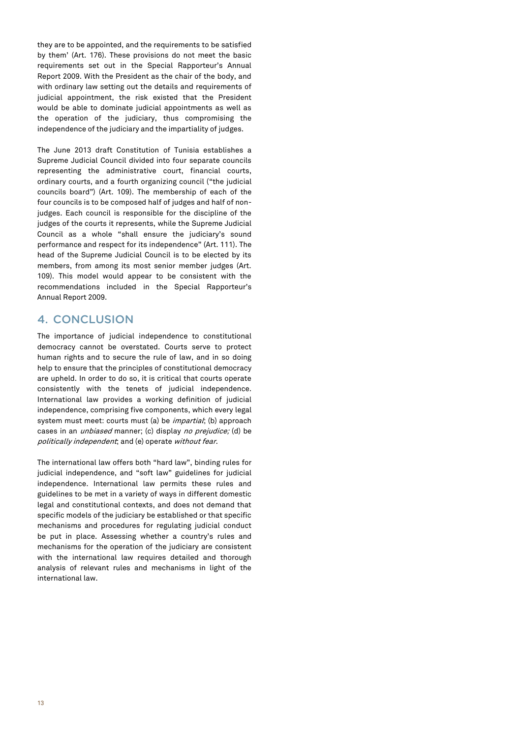they are to be appointed, and the requirements to be satisfied by them' (Art. 176). These provisions do not meet the basic requirements set out in the Special Rapporteur's Annual Report 2009. With the President as the chair of the body, and with ordinary law setting out the details and requirements of judicial appointment, the risk existed that the President would be able to dominate judicial appointments as well as the operation of the judiciary, thus compromising the independence of the judiciary and the impartiality of judges.

The June 2013 draft Constitution of Tunisia establishes a Supreme Judicial Council divided into four separate councils representing the administrative court, financial courts, ordinary courts, and a fourth organizing council ("the judicial councils board") (Art. 109). The membership of each of the four councils is to be composed half of judges and half of non-judges. Each council is responsible for the discipline of the judges of the courts it represents, while the Supreme Judicial Council as a whole "shall ensure the judiciary's sound performance and respect for its independence" (Art. 111). The head of the Supreme Judicial Council is to be elected by its members, from among its most senior member judges (Art. 109). This model would appear to be consistent with the recommendations included in the Special Rapporteur's Annual Report 2009.

## 4. CONCLUSION

The importance of judicial independence to constitutional democracy cannot be overstated. Courts serve to protect human rights and to secure the rule of law, and in so doing help to ensure that the principles of constitutional democracy are upheld. In order to do so, it is critical that courts operate consistently with the tenets of judicial independence. International law provides a working definition of judicial independence, comprising five components, which every legal system must meet: courts must (a) be *impartial*; (b) approach cases in an *unbiased* manner; (c) display *no prejudice;* (d) be *politically independent*; and (e) operate *without fear*.

The international law offers both "hard law", binding rules for judicial independence, and "soft law" guidelines for judicial independence. International law permits these rules and guidelines to be met in a variety of ways in different domestic legal and constitutional contexts, and does not demand that specific models of the judiciary be established or that specific mechanisms and procedures for regulating judicial conduct be put in place. Assessing whether a country's rules and mechanisms for the operation of the judiciary are consistent with the international law requires detailed and thorough analysis of relevant rules and mechanisms in light of the international law.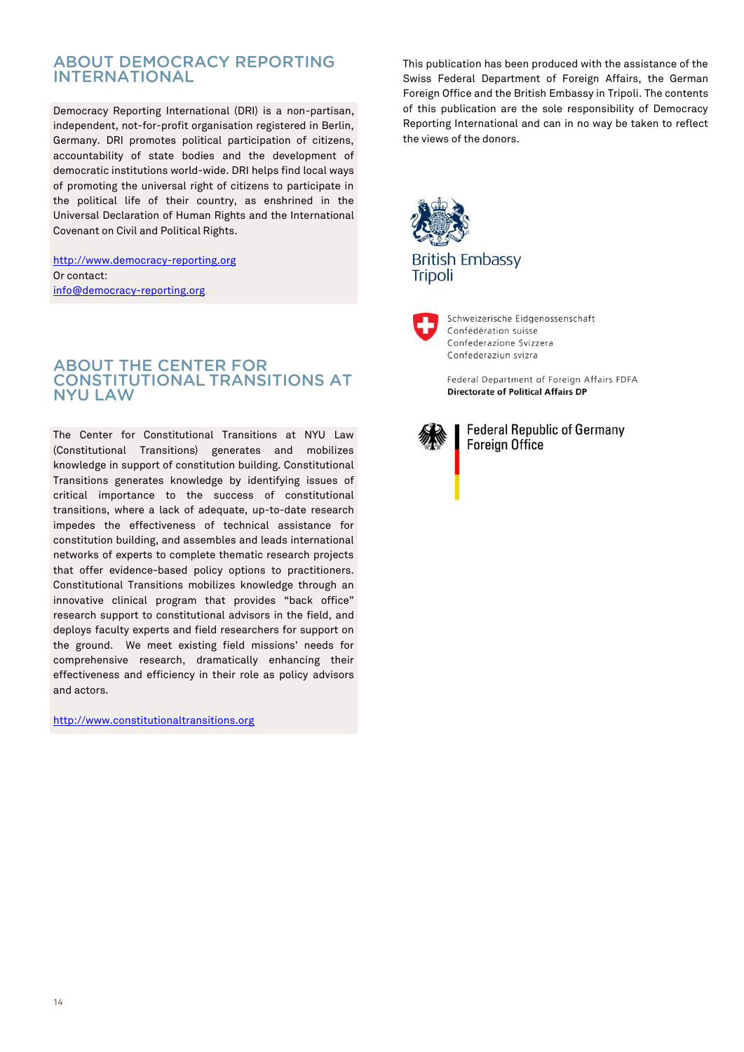## ABOUT DEMOCRACY REPORTING INTERNATIONAL

Democracy Reporting International (DRI) is a non-partisan, independent, not-for-profit organisation registered in Berlin, Germany. DRI promotes political participation of citizens, accountability of state bodies and the development of democratic institutions world-wide. DRI helps find local ways of promoting the universal right of citizens to participate in the political life of their country, as enshrined in the Universal Declaration of Human Rights and the International Covenant on Civil and Political Rights.

http://www.democracy-reporting.org
Or contact:
info@democracy-reporting.org

## ABOUT THE CENTER FOR CONSTITUTIONAL TRANSITIONS AT NYU LAW

The Center for Constitutional Transitions at NYU Law (Constitutional Transitions) generates and mobilizes knowledge in support of constitution building. Constitutional Transitions generates knowledge by identifying issues of critical importance to the success of constitutional transitions, where a lack of adequate, up-to-date research impedes the effectiveness of technical assistance for constitution building, and assembles and leads international networks of experts to complete thematic research projects that offer evidence-based policy options to practitioners. Constitutional Transitions mobilizes knowledge through an innovative clinical program that provides "back office" research support to constitutional advisors in the field, and deploys faculty experts and field researchers for support on the ground. We meet existing field missions' needs for comprehensive research, dramatically enhancing their effectiveness and efficiency in their role as policy advisors and actors.

http://www.constitutionaltransitions.org

This publication has been produced with the assistance of the Swiss Federal Department of Foreign Affairs, the German Foreign Office and the British Embassy in Tripoli. The contents of this publication are the sole responsibility of Democracy Reporting International and can in no way be taken to reflect the views of the donors.

British Embassy
Tripoli

Schweizerische Eidgenossenschaft
Confédération suisse
Confederazione Svizzera
Confederaziun svizra

Federal Department of Foreign Affairs FDFA
**Directorate of Political Affairs DP**

Federal Republic of Germany
Foreign Office